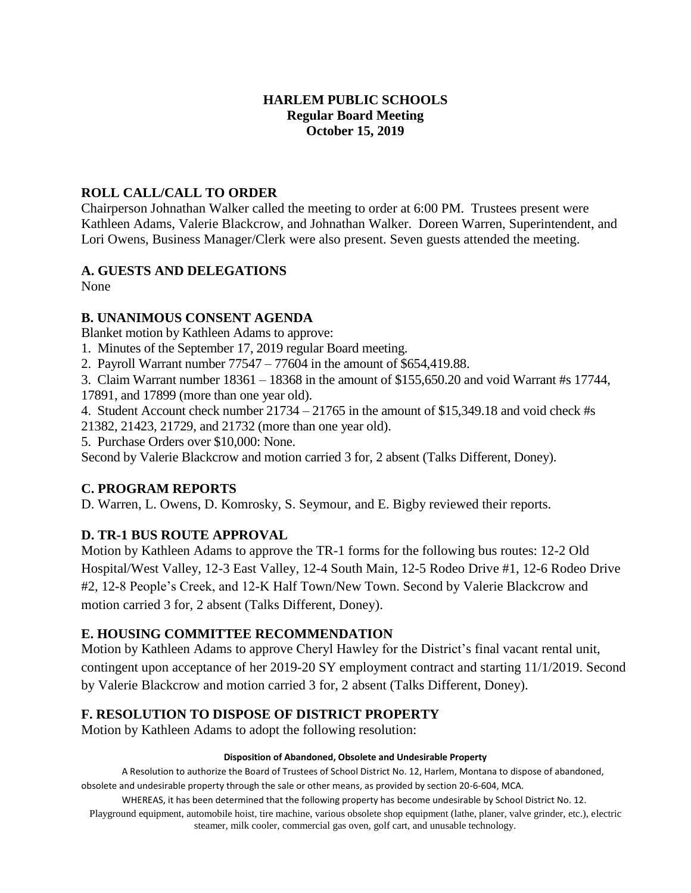# HARLEM PUBLIC SCHOOLS
## Regular Board Meeting
## October 15, 2019

## ROLL CALL/CALL TO ORDER

Chairperson Johnathan Walker called the meeting to order at 6:00 PM. Trustees present were Kathleen Adams, Valerie Blackcrow, and Johnathan Walker. Doreen Warren, Superintendent, and Lori Owens, Business Manager/Clerk were also present. Seven guests attended the meeting.

## A. GUESTS AND DELEGATIONS

None

## B. UNANIMOUS CONSENT AGENDA

Blanket motion by Kathleen Adams to approve:

1. Minutes of the September 17, 2019 regular Board meeting.
2. Payroll Warrant number 77547 – 77604 in the amount of $654,419.88.
3. Claim Warrant number 18361 – 18368 in the amount of $155,650.20 and void Warrant #s 17744, 17891, and 17899 (more than one year old).
4. Student Account check number 21734 – 21765 in the amount of $15,349.18 and void check #s 21382, 21423, 21729, and 21732 (more than one year old).
5. Purchase Orders over $10,000: None.

Second by Valerie Blackcrow and motion carried 3 for, 2 absent (Talks Different, Doney).

## C. PROGRAM REPORTS

D. Warren, L. Owens, D. Komrosky, S. Seymour, and E. Bigby reviewed their reports.

## D. TR-1 BUS ROUTE APPROVAL

Motion by Kathleen Adams to approve the TR-1 forms for the following bus routes: 12-2 Old Hospital/West Valley, 12-3 East Valley, 12-4 South Main, 12-5 Rodeo Drive #1, 12-6 Rodeo Drive #2, 12-8 People's Creek, and 12-K Half Town/New Town. Second by Valerie Blackcrow and motion carried 3 for, 2 absent (Talks Different, Doney).

## E. HOUSING COMMITTEE RECOMMENDATION

Motion by Kathleen Adams to approve Cheryl Hawley for the District's final vacant rental unit, contingent upon acceptance of her 2019-20 SY employment contract and starting 11/1/2019. Second by Valerie Blackcrow and motion carried 3 for, 2 absent (Talks Different, Doney).

## F. RESOLUTION TO DISPOSE OF DISTRICT PROPERTY

Motion by Kathleen Adams to adopt the following resolution:

**Disposition of Abandoned, Obsolete and Undesirable Property**

A Resolution to authorize the Board of Trustees of School District No. 12, Harlem, Montana to dispose of abandoned, obsolete and undesirable property through the sale or other means, as provided by section 20-6-604, MCA.

WHEREAS, it has been determined that the following property has become undesirable by School District No. 12.

Playground equipment, automobile hoist, tire machine, various obsolete shop equipment (lathe, planer, valve grinder, etc.), electric steamer, milk cooler, commercial gas oven, golf cart, and unusable technology.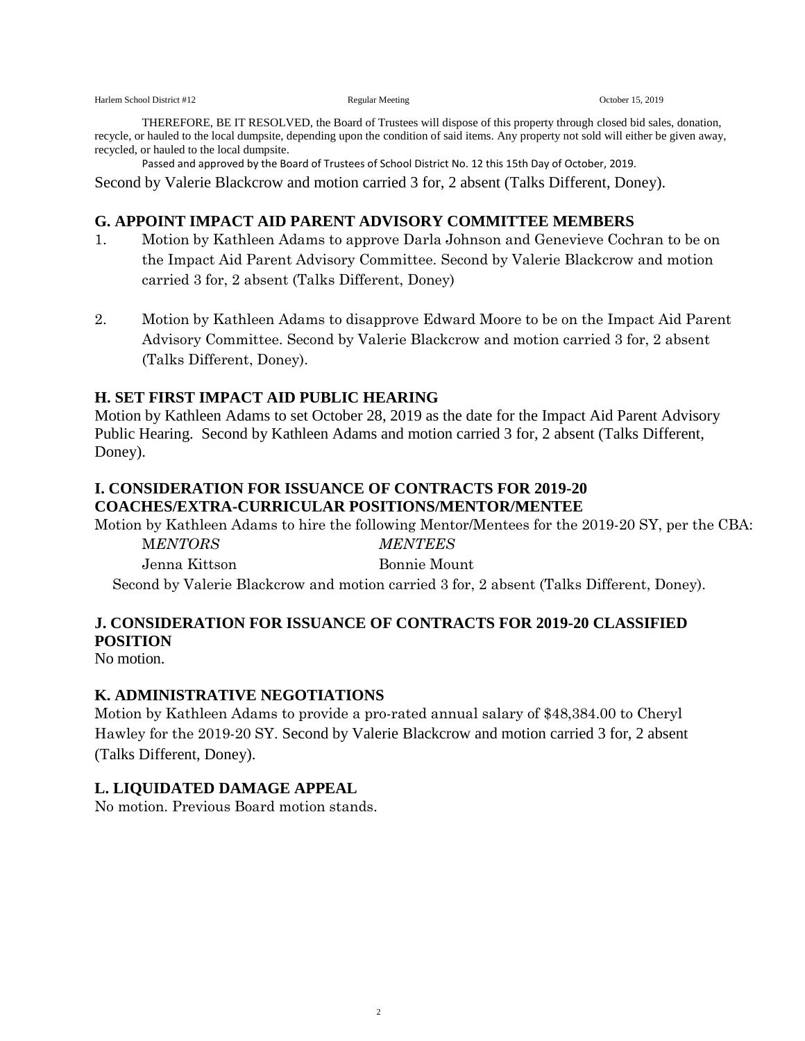THEREFORE, BE IT RESOLVED, the Board of Trustees will dispose of this property through closed bid sales, donation, recycle, or hauled to the local dumpsite, depending upon the condition of said items. Any property not sold will either be given away, recycled, or hauled to the local dumpsite.

Passed and approved by the Board of Trustees of School District No. 12 this 15th Day of October, 2019.

Second by Valerie Blackcrow and motion carried 3 for, 2 absent (Talks Different, Doney).

## G. APPOINT IMPACT AID PARENT ADVISORY COMMITTEE MEMBERS

1. Motion by Kathleen Adams to approve Darla Johnson and Genevieve Cochran to be on the Impact Aid Parent Advisory Committee. Second by Valerie Blackcrow and motion carried 3 for, 2 absent (Talks Different, Doney)

2. Motion by Kathleen Adams to disapprove Edward Moore to be on the Impact Aid Parent Advisory Committee. Second by Valerie Blackcrow and motion carried 3 for, 2 absent (Talks Different, Doney).

## H. SET FIRST IMPACT AID PUBLIC HEARING

Motion by Kathleen Adams to set October 28, 2019 as the date for the Impact Aid Parent Advisory Public Hearing. Second by Kathleen Adams and motion carried 3 for, 2 absent (Talks Different, Doney).

## I. CONSIDERATION FOR ISSUANCE OF CONTRACTS FOR 2019-20 COACHES/EXTRA-CURRICULAR POSITIONS/MENTOR/MENTEE

Motion by Kathleen Adams to hire the following Mentor/Mentees for the 2019-20 SY, per the CBA:

| *MENTORS* | *MENTEES* |
| --- | --- |
| Jenna Kittson | Bonnie Mount |

Second by Valerie Blackcrow and motion carried 3 for, 2 absent (Talks Different, Doney).

## J. CONSIDERATION FOR ISSUANCE OF CONTRACTS FOR 2019-20 CLASSIFIED POSITION

No motion.

## K. ADMINISTRATIVE NEGOTIATIONS

Motion by Kathleen Adams to provide a pro-rated annual salary of $48,384.00 to Cheryl Hawley for the 2019-20 SY. Second by Valerie Blackcrow and motion carried 3 for, 2 absent (Talks Different, Doney).

## L. LIQUIDATED DAMAGE APPEAL

No motion. Previous Board motion stands.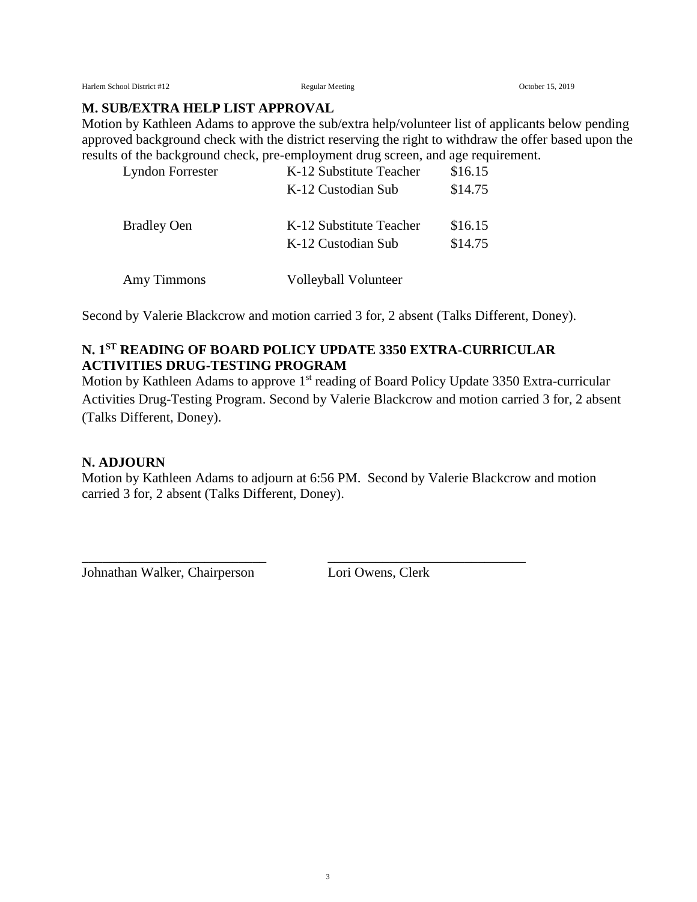**M. SUB/EXTRA HELP LIST APPROVAL**

Motion by Kathleen Adams to approve the sub/extra help/volunteer list of applicants below pending approved background check with the district reserving the right to withdraw the offer based upon the results of the background check, pre-employment drug screen, and age requirement.

| | | |
|---|---|---|
| Lyndon Forrester | K-12 Substitute Teacher | $16.15 |
| | K-12 Custodian Sub | $14.75 |
| Bradley Oen | K-12 Substitute Teacher | $16.15 |
| | K-12 Custodian Sub | $14.75 |
| Amy Timmons | Volleyball Volunteer | |

Second by Valerie Blackcrow and motion carried 3 for, 2 absent (Talks Different, Doney).

**N. 1ST READING OF BOARD POLICY UPDATE 3350 EXTRA-CURRICULAR ACTIVITIES DRUG-TESTING PROGRAM**

Motion by Kathleen Adams to approve 1st reading of Board Policy Update 3350 Extra-curricular Activities Drug-Testing Program. Second by Valerie Blackcrow and motion carried 3 for, 2 absent (Talks Different, Doney).

**N. ADJOURN**

Motion by Kathleen Adams to adjourn at 6:56 PM. Second by Valerie Blackcrow and motion carried 3 for, 2 absent (Talks Different, Doney).

\_\_\_\_\_\_\_\_\_\_\_\_\_\_\_\_\_\_\_\_\_\_\_\_\_\_\_ \_\_\_\_\_\_\_\_\_\_\_\_\_\_\_\_\_\_\_\_\_\_\_\_\_\_\_\_\_

Johnathan Walker, Chairperson Lori Owens, Clerk